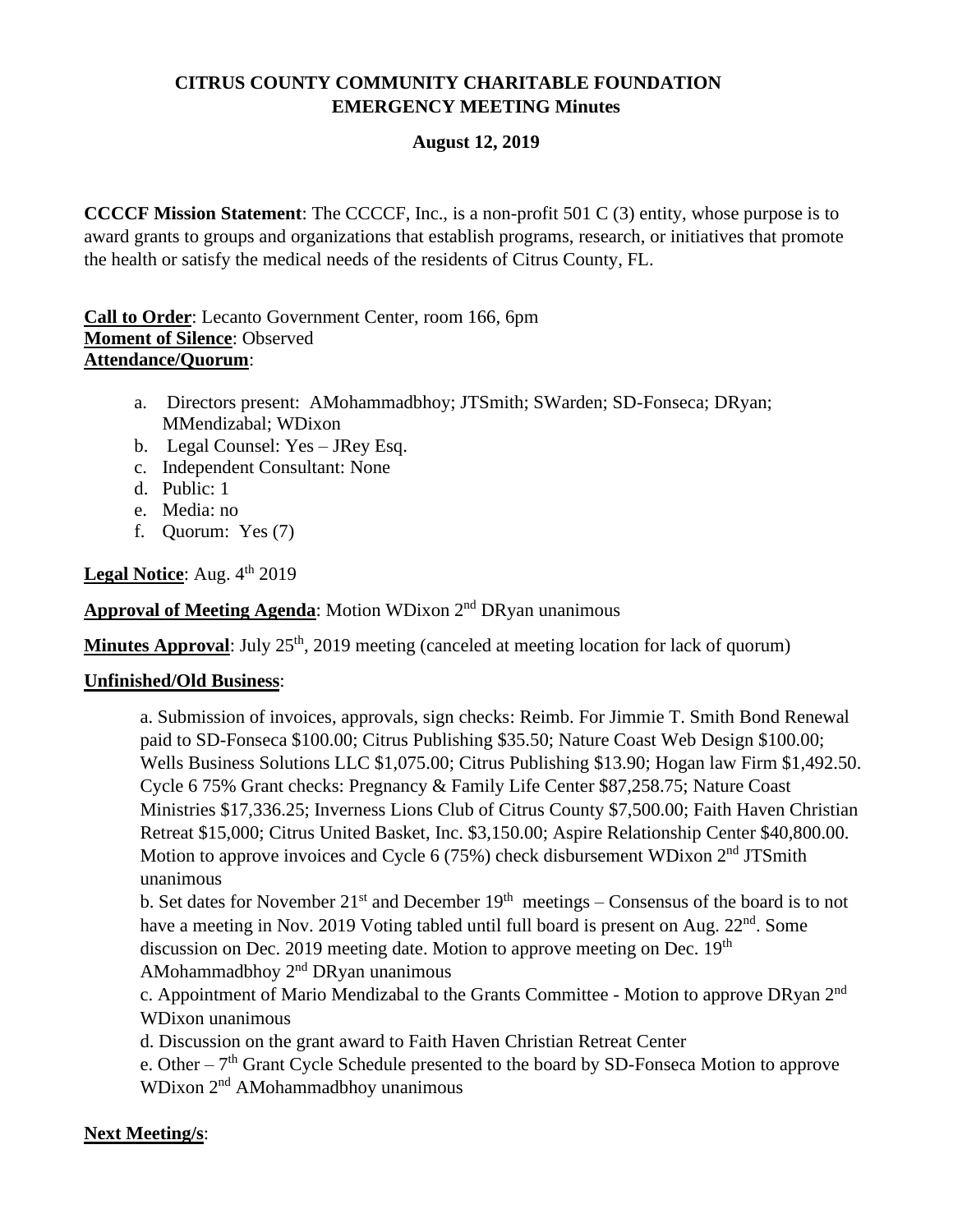# CITRUS COUNTY COMMUNITY CHARITABLE FOUNDATION
## EMERGENCY MEETING Minutes

**August 12, 2019**

**CCCCF Mission Statement**: The CCCCF, Inc., is a non-profit 501 C (3) entity, whose purpose is to award grants to groups and organizations that establish programs, research, or initiatives that promote the health or satisfy the medical needs of the residents of Citrus County, FL.

**Call to Order**: Lecanto Government Center, room 166, 6pm
**Moment of Silence**: Observed
**Attendance/Quorum**:

a. Directors present: AMohammadbhoy; JTSmith; SWarden; SD-Fonseca; DRyan; MMendizabal; WDixon
b. Legal Counsel: Yes – JRey Esq.
c. Independent Consultant: None
d. Public: 1
e. Media: no
f. Quorum: Yes (7)

**Legal Notice**: Aug. 4th 2019

**Approval of Meeting Agenda**: Motion WDixon 2nd DRyan unanimous

**Minutes Approval**: July 25th, 2019 meeting (canceled at meeting location for lack of quorum)

**Unfinished/Old Business**:

a. Submission of invoices, approvals, sign checks: Reimb. For Jimmie T. Smith Bond Renewal paid to SD-Fonseca $100.00; Citrus Publishing $35.50; Nature Coast Web Design $100.00; Wells Business Solutions LLC $1,075.00; Citrus Publishing $13.90; Hogan law Firm $1,492.50. Cycle 6 75% Grant checks: Pregnancy & Family Life Center $87,258.75; Nature Coast Ministries $17,336.25; Inverness Lions Club of Citrus County $7,500.00; Faith Haven Christian Retreat $15,000; Citrus United Basket, Inc. $3,150.00; Aspire Relationship Center $40,800.00. Motion to approve invoices and Cycle 6 (75%) check disbursement WDixon 2nd JTSmith unanimous

b. Set dates for November 21st and December 19th meetings – Consensus of the board is to not have a meeting in Nov. 2019 Voting tabled until full board is present on Aug. 22nd. Some discussion on Dec. 2019 meeting date. Motion to approve meeting on Dec. 19th AMohammadbhoy 2nd DRyan unanimous

c. Appointment of Mario Mendizabal to the Grants Committee - Motion to approve DRyan 2nd WDixon unanimous

d. Discussion on the grant award to Faith Haven Christian Retreat Center

e. Other – 7th Grant Cycle Schedule presented to the board by SD-Fonseca Motion to approve WDixon 2nd AMohammadbhoy unanimous

**Next Meeting/s**: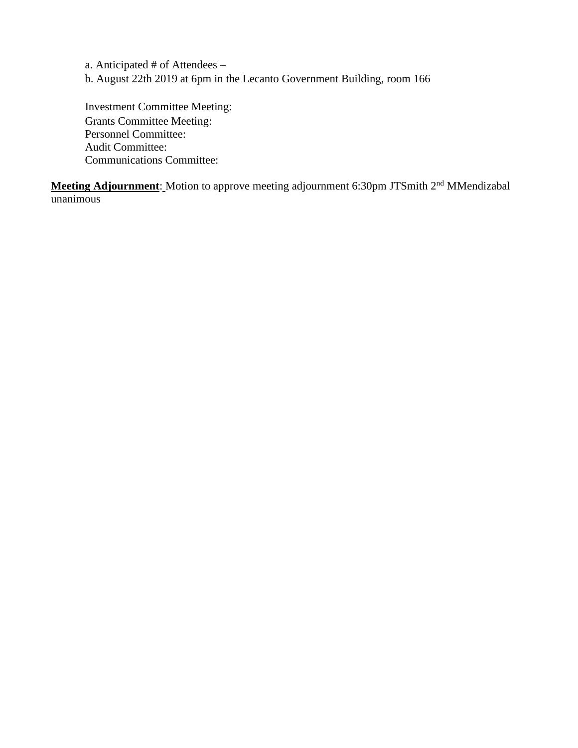a. Anticipated # of Attendees –
b. August 22th 2019 at 6pm in the Lecanto Government Building, room 166

Investment Committee Meeting:
Grants Committee Meeting:
Personnel Committee:
Audit Committee:
Communications Committee:

**Meeting Adjournment**: Motion to approve meeting adjournment 6:30pm JTSmith 2nd MMendizabal unanimous